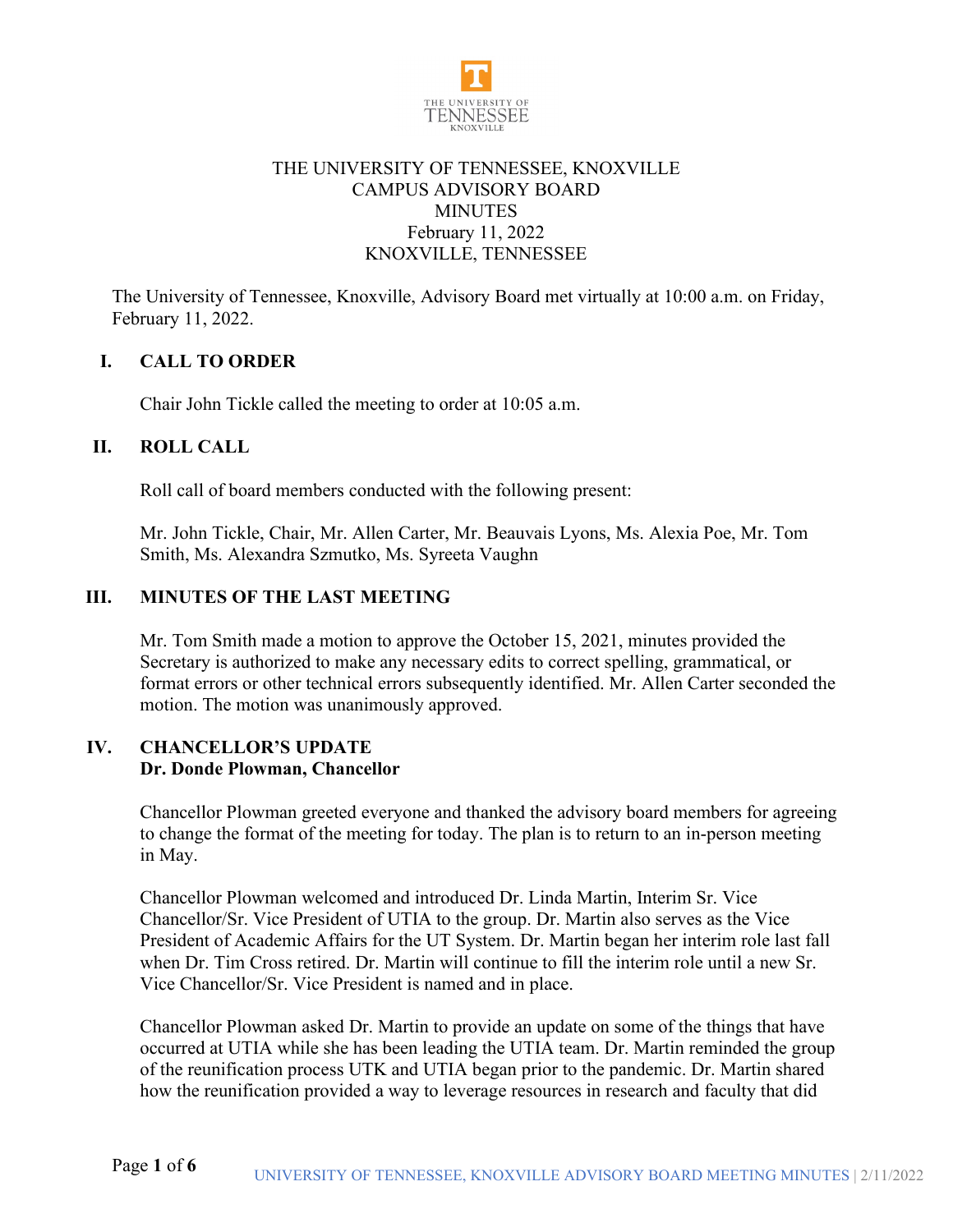# THE UNIVERSITY OF TENNESSEE, KNOXVILLE
## CAMPUS ADVISORY BOARD
## MINUTES
## February 11, 2022
## KNOXVILLE, TENNESSEE

The University of Tennessee, Knoxville, Advisory Board met virtually at 10:00 a.m. on Friday, February 11, 2022.

### I. CALL TO ORDER

Chair John Tickle called the meeting to order at 10:05 a.m.

### II. ROLL CALL

Roll call of board members conducted with the following present:

Mr. John Tickle, Chair, Mr. Allen Carter, Mr. Beauvais Lyons, Ms. Alexia Poe, Mr. Tom Smith, Ms. Alexandra Szmutko, Ms. Syreeta Vaughn

### III. MINUTES OF THE LAST MEETING

Mr. Tom Smith made a motion to approve the October 15, 2021, minutes provided the Secretary is authorized to make any necessary edits to correct spelling, grammatical, or format errors or other technical errors subsequently identified. Mr. Allen Carter seconded the motion. The motion was unanimously approved.

### IV. CHANCELLOR'S UPDATE
**Dr. Donde Plowman, Chancellor**

Chancellor Plowman greeted everyone and thanked the advisory board members for agreeing to change the format of the meeting for today. The plan is to return to an in-person meeting in May.

Chancellor Plowman welcomed and introduced Dr. Linda Martin, Interim Sr. Vice Chancellor/Sr. Vice President of UTIA to the group. Dr. Martin also serves as the Vice President of Academic Affairs for the UT System. Dr. Martin began her interim role last fall when Dr. Tim Cross retired. Dr. Martin will continue to fill the interim role until a new Sr. Vice Chancellor/Sr. Vice President is named and in place.

Chancellor Plowman asked Dr. Martin to provide an update on some of the things that have occurred at UTIA while she has been leading the UTIA team. Dr. Martin reminded the group of the reunification process UTK and UTIA began prior to the pandemic. Dr. Martin shared how the reunification provided a way to leverage resources in research and faculty that did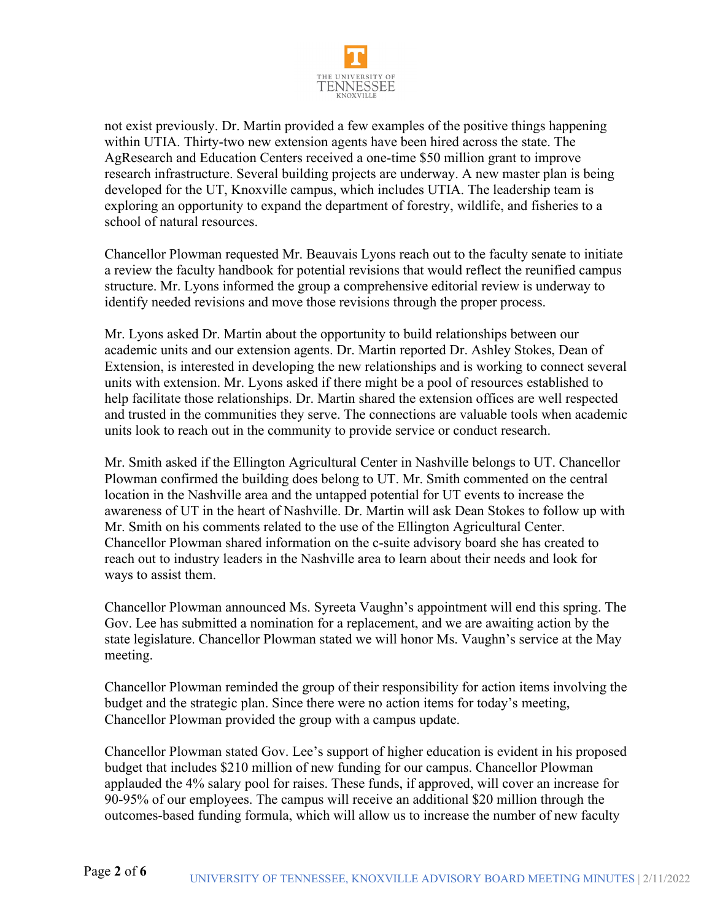not exist previously. Dr. Martin provided a few examples of the positive things happening within UTIA. Thirty-two new extension agents have been hired across the state. The AgResearch and Education Centers received a one-time $50 million grant to improve research infrastructure. Several building projects are underway. A new master plan is being developed for the UT, Knoxville campus, which includes UTIA. The leadership team is exploring an opportunity to expand the department of forestry, wildlife, and fisheries to a school of natural resources.

Chancellor Plowman requested Mr. Beauvais Lyons reach out to the faculty senate to initiate a review the faculty handbook for potential revisions that would reflect the reunified campus structure. Mr. Lyons informed the group a comprehensive editorial review is underway to identify needed revisions and move those revisions through the proper process.

Mr. Lyons asked Dr. Martin about the opportunity to build relationships between our academic units and our extension agents. Dr. Martin reported Dr. Ashley Stokes, Dean of Extension, is interested in developing the new relationships and is working to connect several units with extension. Mr. Lyons asked if there might be a pool of resources established to help facilitate those relationships. Dr. Martin shared the extension offices are well respected and trusted in the communities they serve. The connections are valuable tools when academic units look to reach out in the community to provide service or conduct research.

Mr. Smith asked if the Ellington Agricultural Center in Nashville belongs to UT. Chancellor Plowman confirmed the building does belong to UT. Mr. Smith commented on the central location in the Nashville area and the untapped potential for UT events to increase the awareness of UT in the heart of Nashville. Dr. Martin will ask Dean Stokes to follow up with Mr. Smith on his comments related to the use of the Ellington Agricultural Center. Chancellor Plowman shared information on the c-suite advisory board she has created to reach out to industry leaders in the Nashville area to learn about their needs and look for ways to assist them.

Chancellor Plowman announced Ms. Syreeta Vaughn's appointment will end this spring. The Gov. Lee has submitted a nomination for a replacement, and we are awaiting action by the state legislature. Chancellor Plowman stated we will honor Ms. Vaughn's service at the May meeting.

Chancellor Plowman reminded the group of their responsibility for action items involving the budget and the strategic plan. Since there were no action items for today's meeting, Chancellor Plowman provided the group with a campus update.

Chancellor Plowman stated Gov. Lee's support of higher education is evident in his proposed budget that includes $210 million of new funding for our campus. Chancellor Plowman applauded the 4% salary pool for raises. These funds, if approved, will cover an increase for 90-95% of our employees. The campus will receive an additional $20 million through the outcomes-based funding formula, which will allow us to increase the number of new faculty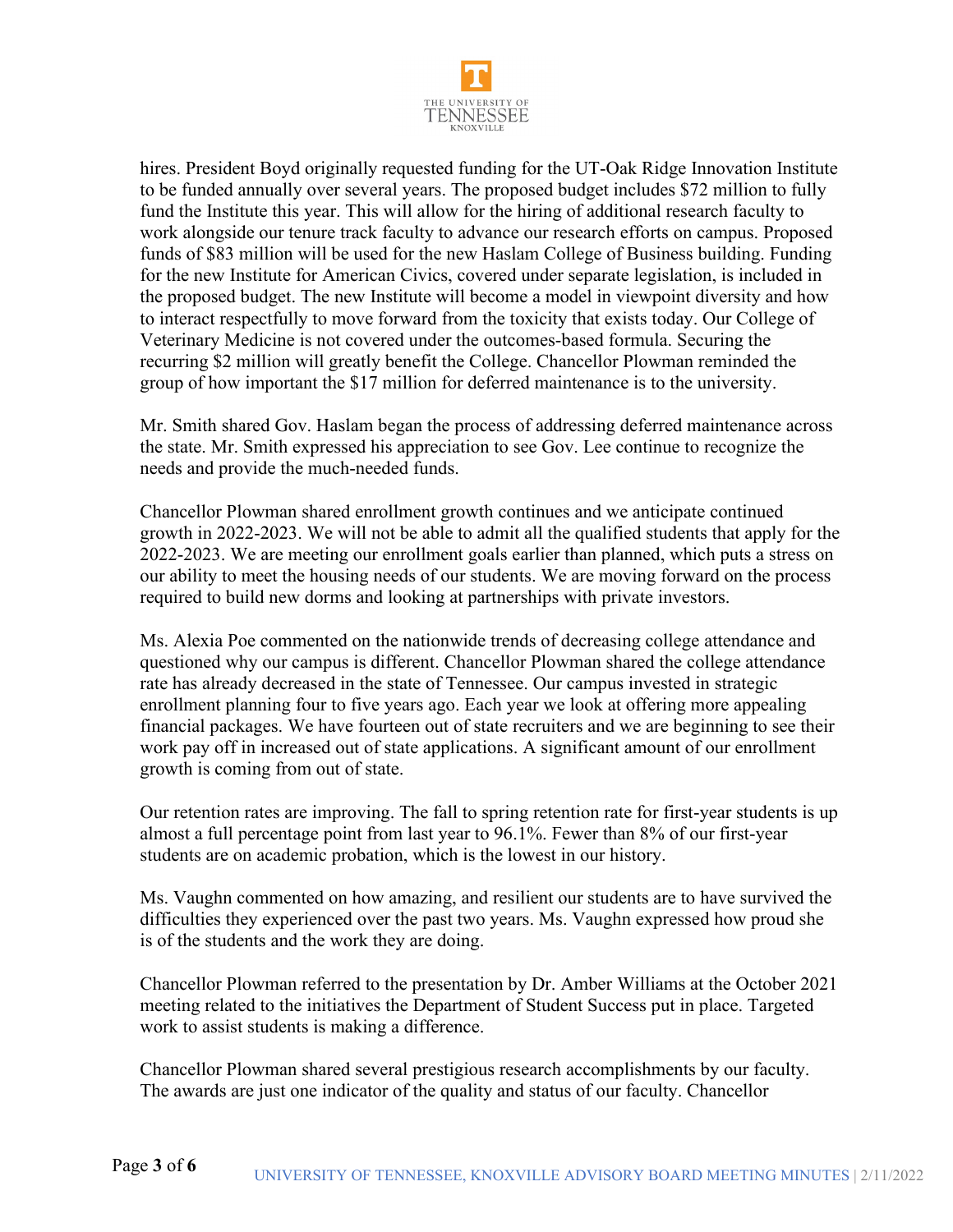hires. President Boyd originally requested funding for the UT-Oak Ridge Innovation Institute to be funded annually over several years. The proposed budget includes $72 million to fully fund the Institute this year. This will allow for the hiring of additional research faculty to work alongside our tenure track faculty to advance our research efforts on campus. Proposed funds of $83 million will be used for the new Haslam College of Business building. Funding for the new Institute for American Civics, covered under separate legislation, is included in the proposed budget. The new Institute will become a model in viewpoint diversity and how to interact respectfully to move forward from the toxicity that exists today. Our College of Veterinary Medicine is not covered under the outcomes-based formula. Securing the recurring $2 million will greatly benefit the College. Chancellor Plowman reminded the group of how important the $17 million for deferred maintenance is to the university.

Mr. Smith shared Gov. Haslam began the process of addressing deferred maintenance across the state. Mr. Smith expressed his appreciation to see Gov. Lee continue to recognize the needs and provide the much-needed funds.

Chancellor Plowman shared enrollment growth continues and we anticipate continued growth in 2022-2023. We will not be able to admit all the qualified students that apply for the 2022-2023. We are meeting our enrollment goals earlier than planned, which puts a stress on our ability to meet the housing needs of our students. We are moving forward on the process required to build new dorms and looking at partnerships with private investors.

Ms. Alexia Poe commented on the nationwide trends of decreasing college attendance and questioned why our campus is different. Chancellor Plowman shared the college attendance rate has already decreased in the state of Tennessee. Our campus invested in strategic enrollment planning four to five years ago. Each year we look at offering more appealing financial packages. We have fourteen out of state recruiters and we are beginning to see their work pay off in increased out of state applications. A significant amount of our enrollment growth is coming from out of state.

Our retention rates are improving. The fall to spring retention rate for first-year students is up almost a full percentage point from last year to 96.1%. Fewer than 8% of our first-year students are on academic probation, which is the lowest in our history.

Ms. Vaughn commented on how amazing, and resilient our students are to have survived the difficulties they experienced over the past two years. Ms. Vaughn expressed how proud she is of the students and the work they are doing.

Chancellor Plowman referred to the presentation by Dr. Amber Williams at the October 2021 meeting related to the initiatives the Department of Student Success put in place. Targeted work to assist students is making a difference.

Chancellor Plowman shared several prestigious research accomplishments by our faculty. The awards are just one indicator of the quality and status of our faculty. Chancellor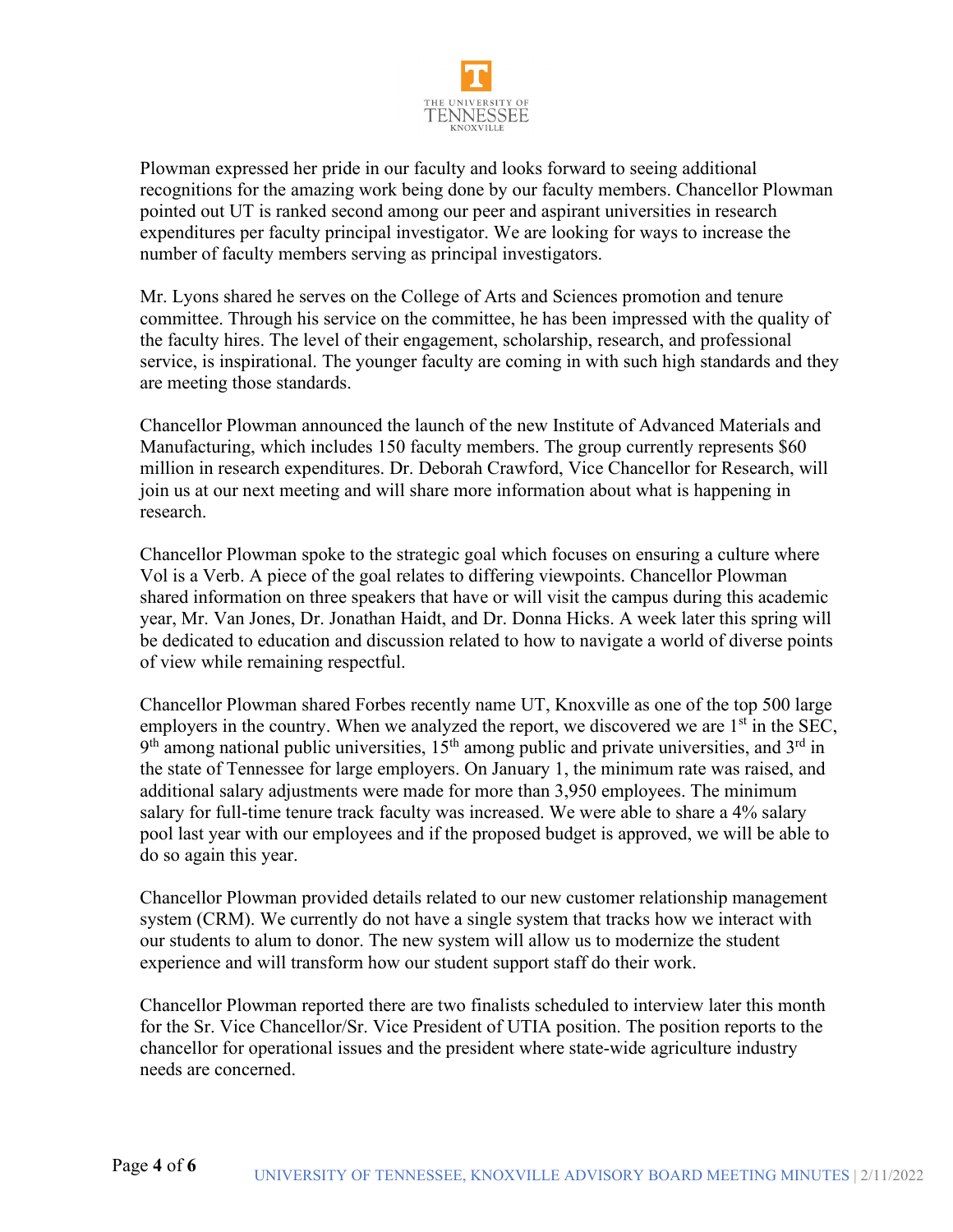Plowman expressed her pride in our faculty and looks forward to seeing additional recognitions for the amazing work being done by our faculty members. Chancellor Plowman pointed out UT is ranked second among our peer and aspirant universities in research expenditures per faculty principal investigator. We are looking for ways to increase the number of faculty members serving as principal investigators.

Mr. Lyons shared he serves on the College of Arts and Sciences promotion and tenure committee. Through his service on the committee, he has been impressed with the quality of the faculty hires. The level of their engagement, scholarship, research, and professional service, is inspirational. The younger faculty are coming in with such high standards and they are meeting those standards.

Chancellor Plowman announced the launch of the new Institute of Advanced Materials and Manufacturing, which includes 150 faculty members. The group currently represents $60 million in research expenditures. Dr. Deborah Crawford, Vice Chancellor for Research, will join us at our next meeting and will share more information about what is happening in research.

Chancellor Plowman spoke to the strategic goal which focuses on ensuring a culture where Vol is a Verb. A piece of the goal relates to differing viewpoints. Chancellor Plowman shared information on three speakers that have or will visit the campus during this academic year, Mr. Van Jones, Dr. Jonathan Haidt, and Dr. Donna Hicks. A week later this spring will be dedicated to education and discussion related to how to navigate a world of diverse points of view while remaining respectful.

Chancellor Plowman shared Forbes recently name UT, Knoxville as one of the top 500 large employers in the country. When we analyzed the report, we discovered we are 1st in the SEC, 9th among national public universities, 15th among public and private universities, and 3rd in the state of Tennessee for large employers. On January 1, the minimum rate was raised, and additional salary adjustments were made for more than 3,950 employees. The minimum salary for full-time tenure track faculty was increased. We were able to share a 4% salary pool last year with our employees and if the proposed budget is approved, we will be able to do so again this year.

Chancellor Plowman provided details related to our new customer relationship management system (CRM). We currently do not have a single system that tracks how we interact with our students to alum to donor. The new system will allow us to modernize the student experience and will transform how our student support staff do their work.

Chancellor Plowman reported there are two finalists scheduled to interview later this month for the Sr. Vice Chancellor/Sr. Vice President of UTIA position. The position reports to the chancellor for operational issues and the president where state-wide agriculture industry needs are concerned.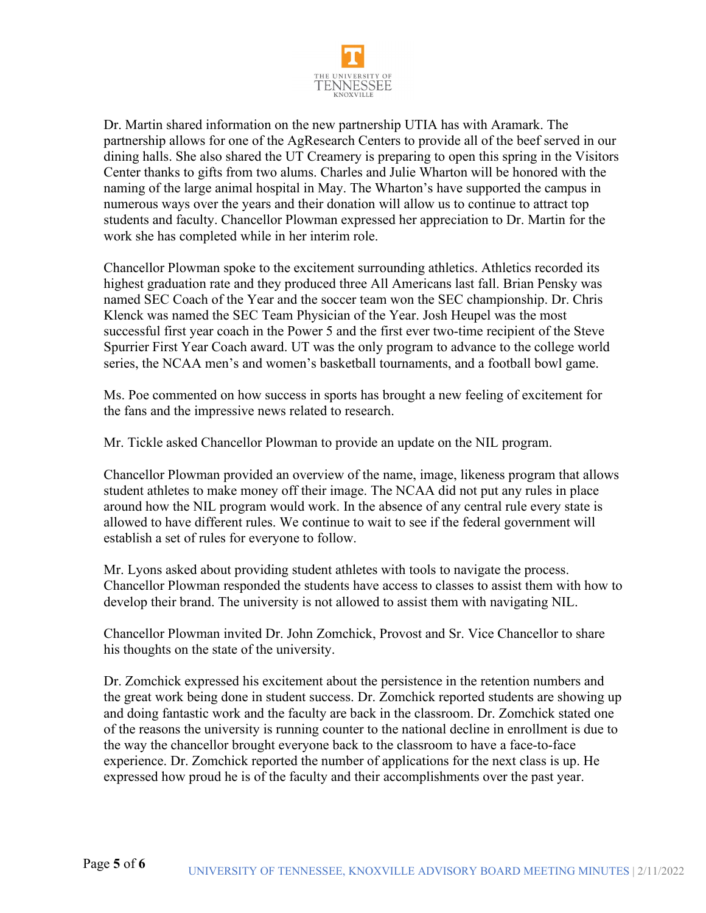Dr. Martin shared information on the new partnership UTIA has with Aramark. The partnership allows for one of the AgResearch Centers to provide all of the beef served in our dining halls. She also shared the UT Creamery is preparing to open this spring in the Visitors Center thanks to gifts from two alums. Charles and Julie Wharton will be honored with the naming of the large animal hospital in May. The Wharton's have supported the campus in numerous ways over the years and their donation will allow us to continue to attract top students and faculty. Chancellor Plowman expressed her appreciation to Dr. Martin for the work she has completed while in her interim role.

Chancellor Plowman spoke to the excitement surrounding athletics. Athletics recorded its highest graduation rate and they produced three All Americans last fall. Brian Pensky was named SEC Coach of the Year and the soccer team won the SEC championship. Dr. Chris Klenck was named the SEC Team Physician of the Year. Josh Heupel was the most successful first year coach in the Power 5 and the first ever two-time recipient of the Steve Spurrier First Year Coach award. UT was the only program to advance to the college world series, the NCAA men's and women's basketball tournaments, and a football bowl game.

Ms. Poe commented on how success in sports has brought a new feeling of excitement for the fans and the impressive news related to research.

Mr. Tickle asked Chancellor Plowman to provide an update on the NIL program.

Chancellor Plowman provided an overview of the name, image, likeness program that allows student athletes to make money off their image. The NCAA did not put any rules in place around how the NIL program would work. In the absence of any central rule every state is allowed to have different rules. We continue to wait to see if the federal government will establish a set of rules for everyone to follow.

Mr. Lyons asked about providing student athletes with tools to navigate the process. Chancellor Plowman responded the students have access to classes to assist them with how to develop their brand. The university is not allowed to assist them with navigating NIL.

Chancellor Plowman invited Dr. John Zomchick, Provost and Sr. Vice Chancellor to share his thoughts on the state of the university.

Dr. Zomchick expressed his excitement about the persistence in the retention numbers and the great work being done in student success. Dr. Zomchick reported students are showing up and doing fantastic work and the faculty are back in the classroom. Dr. Zomchick stated one of the reasons the university is running counter to the national decline in enrollment is due to the way the chancellor brought everyone back to the classroom to have a face-to-face experience. Dr. Zomchick reported the number of applications for the next class is up. He expressed how proud he is of the faculty and their accomplishments over the past year.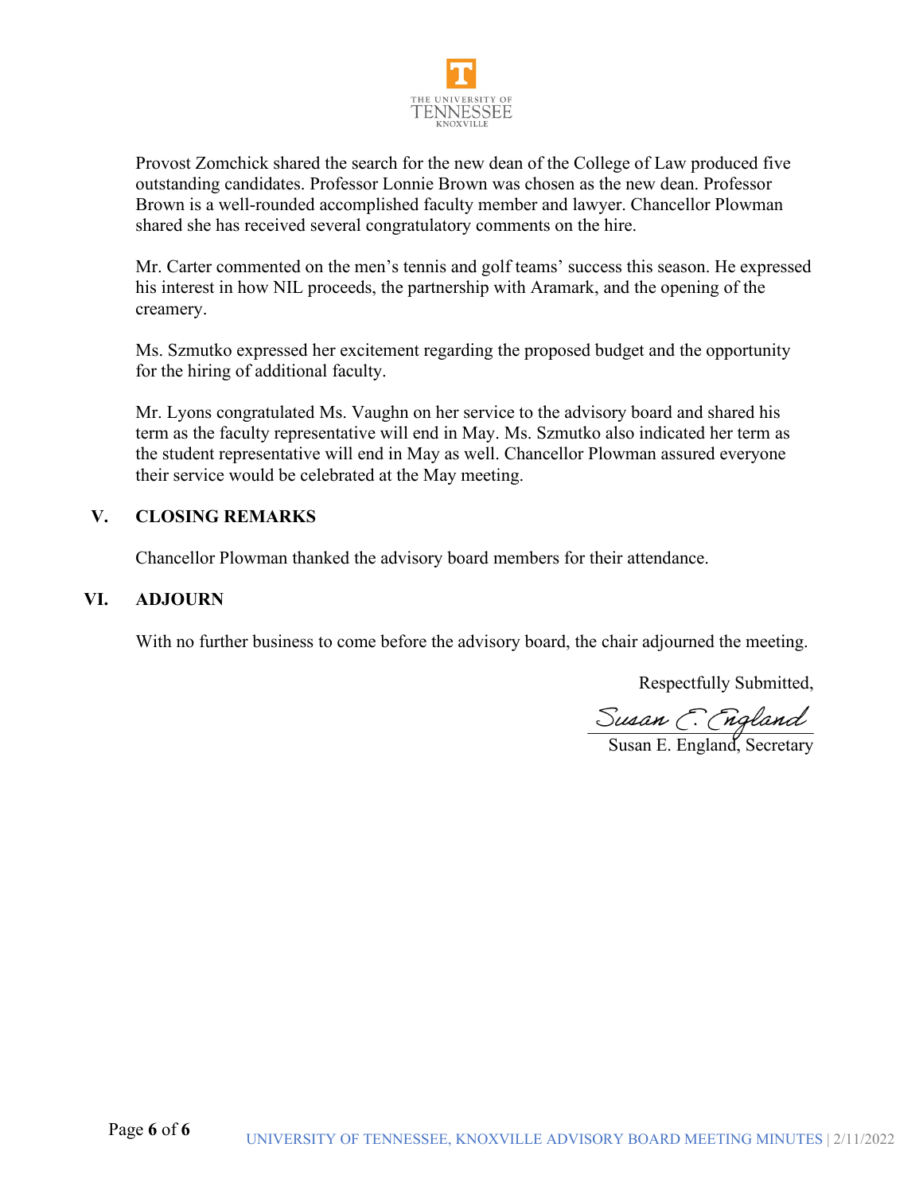Provost Zomchick shared the search for the new dean of the College of Law produced five outstanding candidates. Professor Lonnie Brown was chosen as the new dean. Professor Brown is a well-rounded accomplished faculty member and lawyer. Chancellor Plowman shared she has received several congratulatory comments on the hire.

Mr. Carter commented on the men's tennis and golf teams' success this season. He expressed his interest in how NIL proceeds, the partnership with Aramark, and the opening of the creamery.

Ms. Szmutko expressed her excitement regarding the proposed budget and the opportunity for the hiring of additional faculty.

Mr. Lyons congratulated Ms. Vaughn on her service to the advisory board and shared his term as the faculty representative will end in May. Ms. Szmutko also indicated her term as the student representative will end in May as well. Chancellor Plowman assured everyone their service would be celebrated at the May meeting.

## V. CLOSING REMARKS

Chancellor Plowman thanked the advisory board members for their attendance.

## VI. ADJOURN

With no further business to come before the advisory board, the chair adjourned the meeting.

Respectfully Submitted,

*Susan E. England*

Susan E. England, Secretary